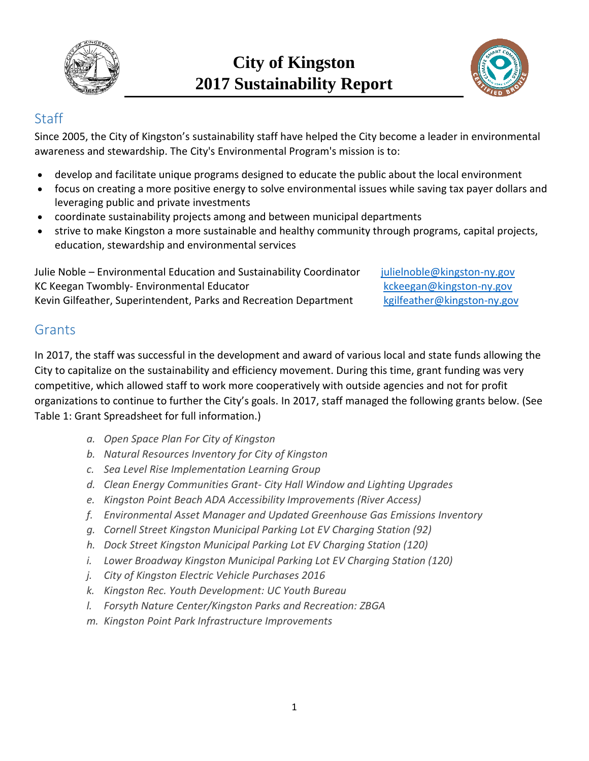# City of Kingston 2017 Sustainability Report

## Staff

Since 2005, the City of Kingston's sustainability staff have helped the City become a leader in environmental awareness and stewardship. The City's Environmental Program's mission is to:

- develop and facilitate unique programs designed to educate the public about the local environment
- focus on creating a more positive energy to solve environmental issues while saving tax payer dollars and leveraging public and private investments
- coordinate sustainability projects among and between municipal departments
- strive to make Kingston a more sustainable and healthy community through programs, capital projects, education, stewardship and environmental services

Julie Noble – Environmental Education and Sustainability Coordinator julielnoble@kingston-ny.gov
KC Keegan Twombly- Environmental Educator kckeegan@kingston-ny.gov
Kevin Gilfeather, Superintendent, Parks and Recreation Department kgilfeather@kingston-ny.gov

## Grants

In 2017, the staff was successful in the development and award of various local and state funds allowing the City to capitalize on the sustainability and efficiency movement. During this time, grant funding was very competitive, which allowed staff to work more cooperatively with outside agencies and not for profit organizations to continue to further the City's goals. In 2017, staff managed the following grants below. (See Table 1: Grant Spreadsheet for full information.)

a. *Open Space Plan For City of Kingston*
b. *Natural Resources Inventory for City of Kingston*
c. *Sea Level Rise Implementation Learning Group*
d. *Clean Energy Communities Grant- City Hall Window and Lighting Upgrades*
e. *Kingston Point Beach ADA Accessibility Improvements (River Access)*
f. *Environmental Asset Manager and Updated Greenhouse Gas Emissions Inventory*
g. *Cornell Street Kingston Municipal Parking Lot EV Charging Station (92)*
h. *Dock Street Kingston Municipal Parking Lot EV Charging Station (120)*
i. *Lower Broadway Kingston Municipal Parking Lot EV Charging Station (120)*
j. *City of Kingston Electric Vehicle Purchases 2016*
k. *Kingston Rec. Youth Development: UC Youth Bureau*
l. *Forsyth Nature Center/Kingston Parks and Recreation: ZBGA*
m. *Kingston Point Park Infrastructure Improvements*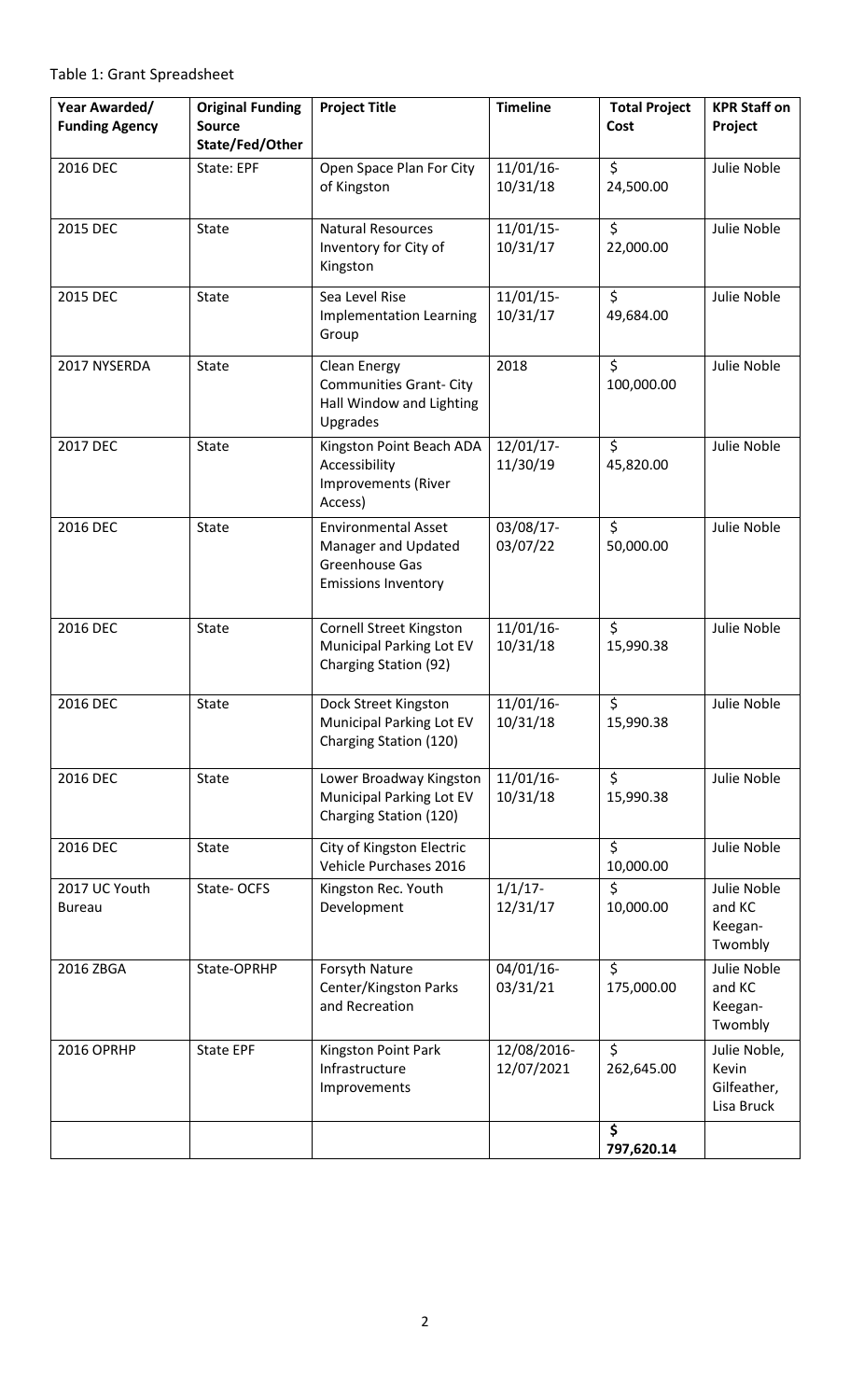Table 1: Grant Spreadsheet

| Year Awarded/ Funding Agency | Original Funding Source State/Fed/Other | Project Title | Timeline | Total Project Cost | KPR Staff on Project |
|---|---|---|---|---|---|
| 2016 DEC | State: EPF | Open Space Plan For City of Kingston | 11/01/16-10/31/18 | $ 24,500.00 | Julie Noble |
| 2015 DEC | State | Natural Resources Inventory for City of Kingston | 11/01/15-10/31/17 | $ 22,000.00 | Julie Noble |
| 2015 DEC | State | Sea Level Rise Implementation Learning Group | 11/01/15-10/31/17 | $ 49,684.00 | Julie Noble |
| 2017 NYSERDA | State | Clean Energy Communities Grant- City Hall Window and Lighting Upgrades | 2018 | $ 100,000.00 | Julie Noble |
| 2017 DEC | State | Kingston Point Beach ADA Accessibility Improvements (River Access) | 12/01/17-11/30/19 | $ 45,820.00 | Julie Noble |
| 2016 DEC | State | Environmental Asset Manager and Updated Greenhouse Gas Emissions Inventory | 03/08/17-03/07/22 | $ 50,000.00 | Julie Noble |
| 2016 DEC | State | Cornell Street Kingston Municipal Parking Lot EV Charging Station (92) | 11/01/16-10/31/18 | $ 15,990.38 | Julie Noble |
| 2016 DEC | State | Dock Street Kingston Municipal Parking Lot EV Charging Station (120) | 11/01/16-10/31/18 | $ 15,990.38 | Julie Noble |
| 2016 DEC | State | Lower Broadway Kingston Municipal Parking Lot EV Charging Station (120) | 11/01/16-10/31/18 | $ 15,990.38 | Julie Noble |
| 2016 DEC | State | City of Kingston Electric Vehicle Purchases 2016 | | $ 10,000.00 | Julie Noble |
| 2017 UC Youth Bureau | State- OCFS | Kingston Rec. Youth Development | 1/1/17-12/31/17 | $ 10,000.00 | Julie Noble and KC Keegan-Twombly |
| 2016 ZBGA | State-OPRHP | Forsyth Nature Center/Kingston Parks and Recreation | 04/01/16-03/31/21 | $ 175,000.00 | Julie Noble and KC Keegan-Twombly |
| 2016 OPRHP | State EPF | Kingston Point Park Infrastructure Improvements | 12/08/2016-12/07/2021 | $ 262,645.00 | Julie Noble, Kevin Gilfeather, Lisa Bruck |
| | | | | **$ 797,620.14** | |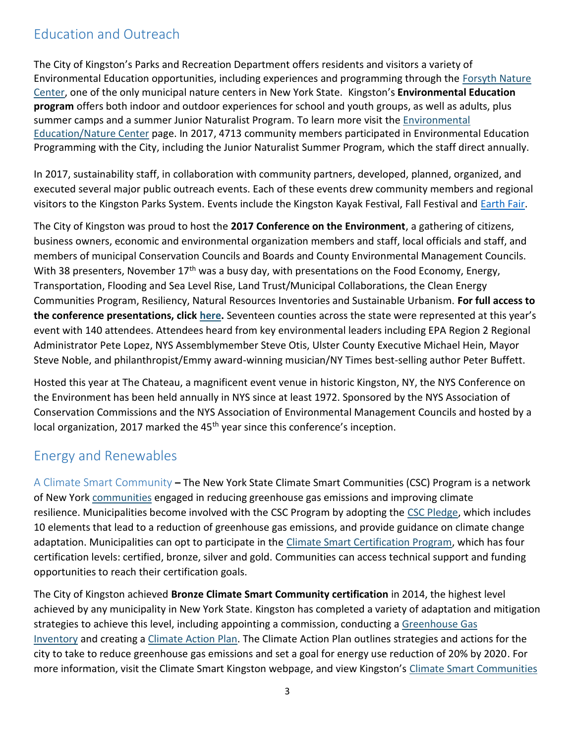## Education and Outreach

The City of Kingston's Parks and Recreation Department offers residents and visitors a variety of Environmental Education opportunities, including experiences and programming through the Forsyth Nature Center, one of the only municipal nature centers in New York State. Kingston's **Environmental Education program** offers both indoor and outdoor experiences for school and youth groups, as well as adults, plus summer camps and a summer Junior Naturalist Program. To learn more visit the Environmental Education/Nature Center page. In 2017, 4713 community members participated in Environmental Education Programming with the City, including the Junior Naturalist Summer Program, which the staff direct annually.

In 2017, sustainability staff, in collaboration with community partners, developed, planned, organized, and executed several major public outreach events. Each of these events drew community members and regional visitors to the Kingston Parks System. Events include the Kingston Kayak Festival, Fall Festival and Earth Fair.

The City of Kingston was proud to host the **2017 Conference on the Environment**, a gathering of citizens, business owners, economic and environmental organization members and staff, local officials and staff, and members of municipal Conservation Councils and Boards and County Environmental Management Councils. With 38 presenters, November 17th was a busy day, with presentations on the Food Economy, Energy, Transportation, Flooding and Sea Level Rise, Land Trust/Municipal Collaborations, the Clean Energy Communities Program, Resiliency, Natural Resources Inventories and Sustainable Urbanism. **For full access to the conference presentations, click here.** Seventeen counties across the state were represented at this year's event with 140 attendees. Attendees heard from key environmental leaders including EPA Region 2 Regional Administrator Pete Lopez, NYS Assemblymember Steve Otis, Ulster County Executive Michael Hein, Mayor Steve Noble, and philanthropist/Emmy award-winning musician/NY Times best-selling author Peter Buffett.

Hosted this year at The Chateau, a magnificent event venue in historic Kingston, NY, the NYS Conference on the Environment has been held annually in NYS since at least 1972. Sponsored by the NYS Association of Conservation Commissions and the NYS Association of Environmental Management Councils and hosted by a local organization, 2017 marked the 45th year since this conference's inception.

## Energy and Renewables

A Climate Smart Community **–** The New York State Climate Smart Communities (CSC) Program is a network of New York communities engaged in reducing greenhouse gas emissions and improving climate resilience. Municipalities become involved with the CSC Program by adopting the CSC Pledge, which includes 10 elements that lead to a reduction of greenhouse gas emissions, and provide guidance on climate change adaptation. Municipalities can opt to participate in the Climate Smart Certification Program, which has four certification levels: certified, bronze, silver and gold. Communities can access technical support and funding opportunities to reach their certification goals.

The City of Kingston achieved **Bronze Climate Smart Community certification** in 2014, the highest level achieved by any municipality in New York State. Kingston has completed a variety of adaptation and mitigation strategies to achieve this level, including appointing a commission, conducting a Greenhouse Gas Inventory and creating a Climate Action Plan. The Climate Action Plan outlines strategies and actions for the city to take to reduce greenhouse gas emissions and set a goal for energy use reduction of 20% by 2020. For more information, visit the Climate Smart Kingston webpage, and view Kingston's Climate Smart Communities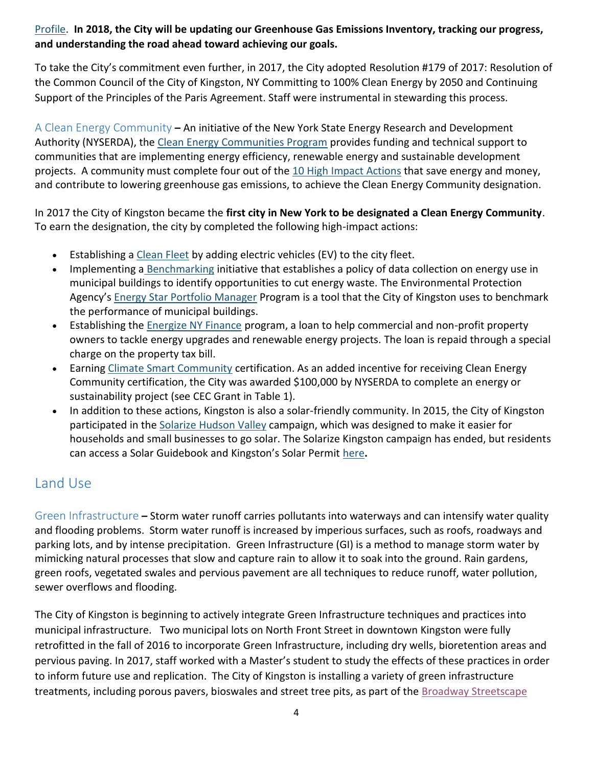Profile. **In 2018, the City will be updating our Greenhouse Gas Emissions Inventory, tracking our progress, and understanding the road ahead toward achieving our goals.**

To take the City's commitment even further, in 2017, the City adopted Resolution #179 of 2017: Resolution of the Common Council of the City of Kingston, NY Committing to 100% Clean Energy by 2050 and Continuing Support of the Principles of the Paris Agreement. Staff were instrumental in stewarding this process.

### A Clean Energy Community

**–** An initiative of the New York State Energy Research and Development Authority (NYSERDA), the Clean Energy Communities Program provides funding and technical support to communities that are implementing energy efficiency, renewable energy and sustainable development projects. A community must complete four out of the 10 High Impact Actions that save energy and money, and contribute to lowering greenhouse gas emissions, to achieve the Clean Energy Community designation.

In 2017 the City of Kingston became the **first city in New York to be designated a Clean Energy Community**. To earn the designation, the city by completed the following high-impact actions:

- Establishing a Clean Fleet by adding electric vehicles (EV) to the city fleet.
- Implementing a Benchmarking initiative that establishes a policy of data collection on energy use in municipal buildings to identify opportunities to cut energy waste. The Environmental Protection Agency's Energy Star Portfolio Manager Program is a tool that the City of Kingston uses to benchmark the performance of municipal buildings.
- Establishing the Energize NY Finance program, a loan to help commercial and non-profit property owners to tackle energy upgrades and renewable energy projects. The loan is repaid through a special charge on the property tax bill.
- Earning Climate Smart Community certification. As an added incentive for receiving Clean Energy Community certification, the City was awarded $100,000 by NYSERDA to complete an energy or sustainability project (see CEC Grant in Table 1).
- In addition to these actions, Kingston is also a solar-friendly community. In 2015, the City of Kingston participated in the Solarize Hudson Valley campaign, which was designed to make it easier for households and small businesses to go solar. The Solarize Kingston campaign has ended, but residents can access a Solar Guidebook and Kingston's Solar Permit here**.**

## Land Use

### Green Infrastructure

**–** Storm water runoff carries pollutants into waterways and can intensify water quality and flooding problems. Storm water runoff is increased by imperious surfaces, such as roofs, roadways and parking lots, and by intense precipitation. Green Infrastructure (GI) is a method to manage storm water by mimicking natural processes that slow and capture rain to allow it to soak into the ground. Rain gardens, green roofs, vegetated swales and pervious pavement are all techniques to reduce runoff, water pollution, sewer overflows and flooding.

The City of Kingston is beginning to actively integrate Green Infrastructure techniques and practices into municipal infrastructure. Two municipal lots on North Front Street in downtown Kingston were fully retrofitted in the fall of 2016 to incorporate Green Infrastructure, including dry wells, bioretention areas and pervious paving. In 2017, staff worked with a Master's student to study the effects of these practices in order to inform future use and replication. The City of Kingston is installing a variety of green infrastructure treatments, including porous pavers, bioswales and street tree pits, as part of the Broadway Streetscape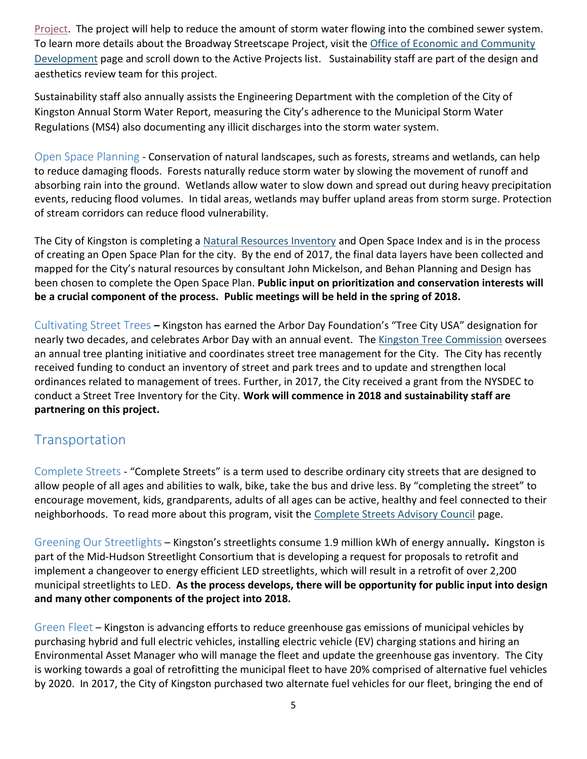Project. The project will help to reduce the amount of storm water flowing into the combined sewer system. To learn more details about the Broadway Streetscape Project, visit the Office of Economic and Community Development page and scroll down to the Active Projects list. Sustainability staff are part of the design and aesthetics review team for this project.

Sustainability staff also annually assists the Engineering Department with the completion of the City of Kingston Annual Storm Water Report, measuring the City's adherence to the Municipal Storm Water Regulations (MS4) also documenting any illicit discharges into the storm water system.

Open Space Planning - Conservation of natural landscapes, such as forests, streams and wetlands, can help to reduce damaging floods. Forests naturally reduce storm water by slowing the movement of runoff and absorbing rain into the ground. Wetlands allow water to slow down and spread out during heavy precipitation events, reducing flood volumes. In tidal areas, wetlands may buffer upland areas from storm surge. Protection of stream corridors can reduce flood vulnerability.

The City of Kingston is completing a Natural Resources Inventory and Open Space Index and is in the process of creating an Open Space Plan for the city. By the end of 2017, the final data layers have been collected and mapped for the City's natural resources by consultant John Mickelson, and Behan Planning and Design has been chosen to complete the Open Space Plan. **Public input on prioritization and conservation interests will be a crucial component of the process. Public meetings will be held in the spring of 2018.**

Cultivating Street Trees – Kingston has earned the Arbor Day Foundation's "Tree City USA" designation for nearly two decades, and celebrates Arbor Day with an annual event. The Kingston Tree Commission oversees an annual tree planting initiative and coordinates street tree management for the City. The City has recently received funding to conduct an inventory of street and park trees and to update and strengthen local ordinances related to management of trees. Further, in 2017, the City received a grant from the NYSDEC to conduct a Street Tree Inventory for the City. **Work will commence in 2018 and sustainability staff are partnering on this project.**

## Transportation

Complete Streets - "Complete Streets" is a term used to describe ordinary city streets that are designed to allow people of all ages and abilities to walk, bike, take the bus and drive less. By "completing the street" to encourage movement, kids, grandparents, adults of all ages can be active, healthy and feel connected to their neighborhoods. To read more about this program, visit the Complete Streets Advisory Council page.

Greening Our Streetlights – Kingston's streetlights consume 1.9 million kWh of energy annually**.** Kingston is part of the Mid-Hudson Streetlight Consortium that is developing a request for proposals to retrofit and implement a changeover to energy efficient LED streetlights, which will result in a retrofit of over 2,200 municipal streetlights to LED. **As the process develops, there will be opportunity for public input into design and many other components of the project into 2018.**

Green Fleet – Kingston is advancing efforts to reduce greenhouse gas emissions of municipal vehicles by purchasing hybrid and full electric vehicles, installing electric vehicle (EV) charging stations and hiring an Environmental Asset Manager who will manage the fleet and update the greenhouse gas inventory. The City is working towards a goal of retrofitting the municipal fleet to have 20% comprised of alternative fuel vehicles by 2020. In 2017, the City of Kingston purchased two alternate fuel vehicles for our fleet, bringing the end of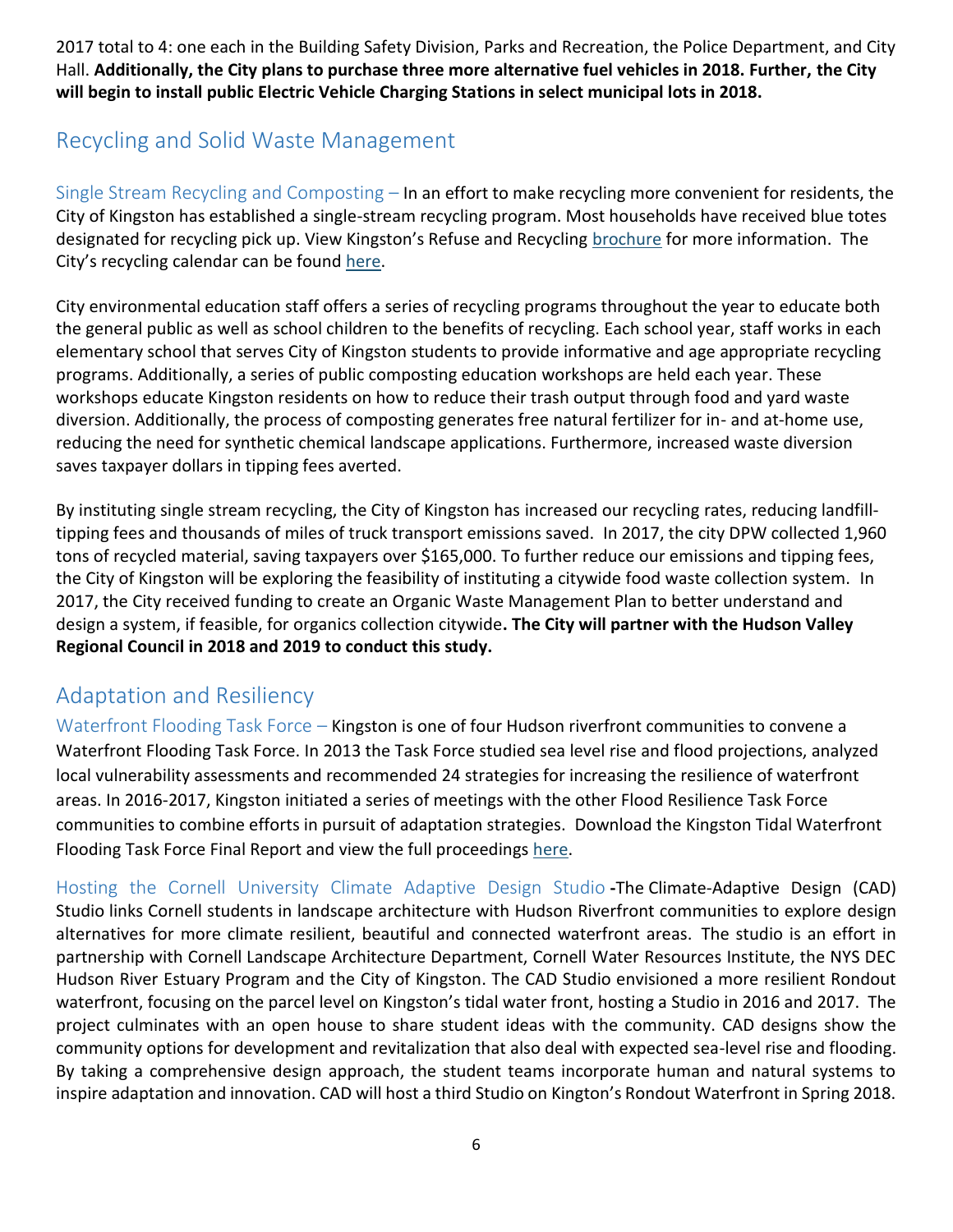2017 total to 4: one each in the Building Safety Division, Parks and Recreation, the Police Department, and City Hall. **Additionally, the City plans to purchase three more alternative fuel vehicles in 2018. Further, the City will begin to install public Electric Vehicle Charging Stations in select municipal lots in 2018.**

## Recycling and Solid Waste Management

Single Stream Recycling and Composting – In an effort to make recycling more convenient for residents, the City of Kingston has established a single-stream recycling program. Most households have received blue totes designated for recycling pick up. View Kingston's Refuse and Recycling brochure for more information. The City's recycling calendar can be found here.

City environmental education staff offers a series of recycling programs throughout the year to educate both the general public as well as school children to the benefits of recycling. Each school year, staff works in each elementary school that serves City of Kingston students to provide informative and age appropriate recycling programs. Additionally, a series of public composting education workshops are held each year. These workshops educate Kingston residents on how to reduce their trash output through food and yard waste diversion. Additionally, the process of composting generates free natural fertilizer for in- and at-home use, reducing the need for synthetic chemical landscape applications. Furthermore, increased waste diversion saves taxpayer dollars in tipping fees averted.

By instituting single stream recycling, the City of Kingston has increased our recycling rates, reducing landfill-tipping fees and thousands of miles of truck transport emissions saved. In 2017, the city DPW collected 1,960 tons of recycled material, saving taxpayers over $165,000. To further reduce our emissions and tipping fees, the City of Kingston will be exploring the feasibility of instituting a citywide food waste collection system. In 2017, the City received funding to create an Organic Waste Management Plan to better understand and design a system, if feasible, for organics collection citywide**. The City will partner with the Hudson Valley Regional Council in 2018 and 2019 to conduct this study.**

## Adaptation and Resiliency

Waterfront Flooding Task Force – Kingston is one of four Hudson riverfront communities to convene a Waterfront Flooding Task Force. In 2013 the Task Force studied sea level rise and flood projections, analyzed local vulnerability assessments and recommended 24 strategies for increasing the resilience of waterfront areas. In 2016-2017, Kingston initiated a series of meetings with the other Flood Resilience Task Force communities to combine efforts in pursuit of adaptation strategies. Download the Kingston Tidal Waterfront Flooding Task Force Final Report and view the full proceedings here.

Hosting the Cornell University Climate Adaptive Design Studio -The Climate-Adaptive Design (CAD) Studio links Cornell students in landscape architecture with Hudson Riverfront communities to explore design alternatives for more climate resilient, beautiful and connected waterfront areas. The studio is an effort in partnership with Cornell Landscape Architecture Department, Cornell Water Resources Institute, the NYS DEC Hudson River Estuary Program and the City of Kingston. The CAD Studio envisioned a more resilient Rondout waterfront, focusing on the parcel level on Kingston's tidal water front, hosting a Studio in 2016 and 2017. The project culminates with an open house to share student ideas with the community. CAD designs show the community options for development and revitalization that also deal with expected sea-level rise and flooding. By taking a comprehensive design approach, the student teams incorporate human and natural systems to inspire adaptation and innovation. CAD will host a third Studio on Kington's Rondout Waterfront in Spring 2018.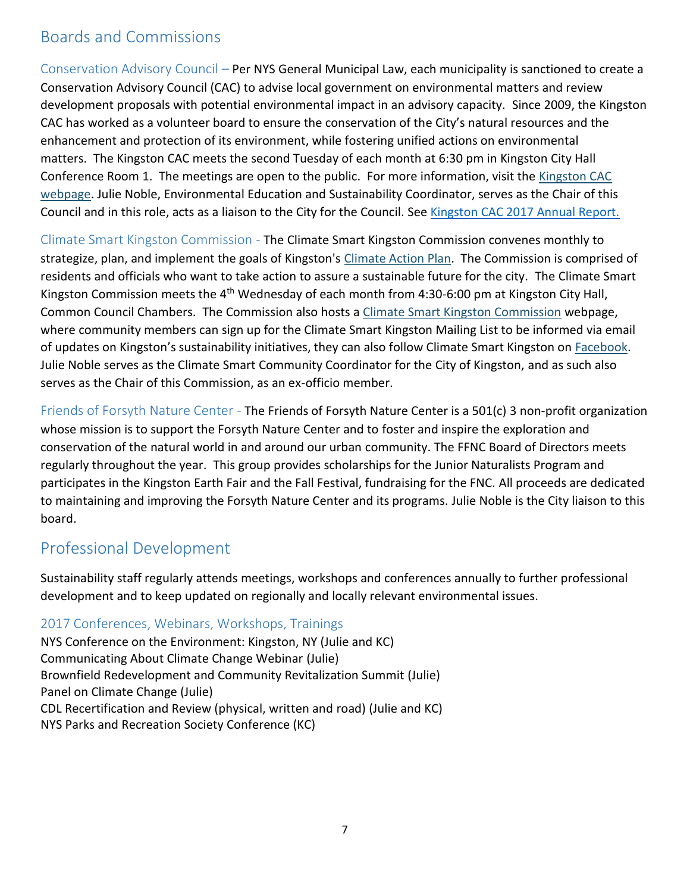## Boards and Commissions

Conservation Advisory Council – Per NYS General Municipal Law, each municipality is sanctioned to create a Conservation Advisory Council (CAC) to advise local government on environmental matters and review development proposals with potential environmental impact in an advisory capacity. Since 2009, the Kingston CAC has worked as a volunteer board to ensure the conservation of the City's natural resources and the enhancement and protection of its environment, while fostering unified actions on environmental matters. The Kingston CAC meets the second Tuesday of each month at 6:30 pm in Kingston City Hall Conference Room 1. The meetings are open to the public. For more information, visit the Kingston CAC webpage. Julie Noble, Environmental Education and Sustainability Coordinator, serves as the Chair of this Council and in this role, acts as a liaison to the City for the Council. See Kingston CAC 2017 Annual Report.

Climate Smart Kingston Commission - The Climate Smart Kingston Commission convenes monthly to strategize, plan, and implement the goals of Kingston's Climate Action Plan. The Commission is comprised of residents and officials who want to take action to assure a sustainable future for the city. The Climate Smart Kingston Commission meets the 4th Wednesday of each month from 4:30-6:00 pm at Kingston City Hall, Common Council Chambers. The Commission also hosts a Climate Smart Kingston Commission webpage, where community members can sign up for the Climate Smart Kingston Mailing List to be informed via email of updates on Kingston's sustainability initiatives, they can also follow Climate Smart Kingston on Facebook. Julie Noble serves as the Climate Smart Community Coordinator for the City of Kingston, and as such also serves as the Chair of this Commission, as an ex-officio member.

Friends of Forsyth Nature Center - The Friends of Forsyth Nature Center is a 501(c) 3 non-profit organization whose mission is to support the Forsyth Nature Center and to foster and inspire the exploration and conservation of the natural world in and around our urban community. The FFNC Board of Directors meets regularly throughout the year. This group provides scholarships for the Junior Naturalists Program and participates in the Kingston Earth Fair and the Fall Festival, fundraising for the FNC. All proceeds are dedicated to maintaining and improving the Forsyth Nature Center and its programs. Julie Noble is the City liaison to this board.

## Professional Development

Sustainability staff regularly attends meetings, workshops and conferences annually to further professional development and to keep updated on regionally and locally relevant environmental issues.

### 2017 Conferences, Webinars, Workshops, Trainings

NYS Conference on the Environment: Kingston, NY (Julie and KC)
Communicating About Climate Change Webinar (Julie)
Brownfield Redevelopment and Community Revitalization Summit (Julie)
Panel on Climate Change (Julie)
CDL Recertification and Review (physical, written and road) (Julie and KC)
NYS Parks and Recreation Society Conference (KC)